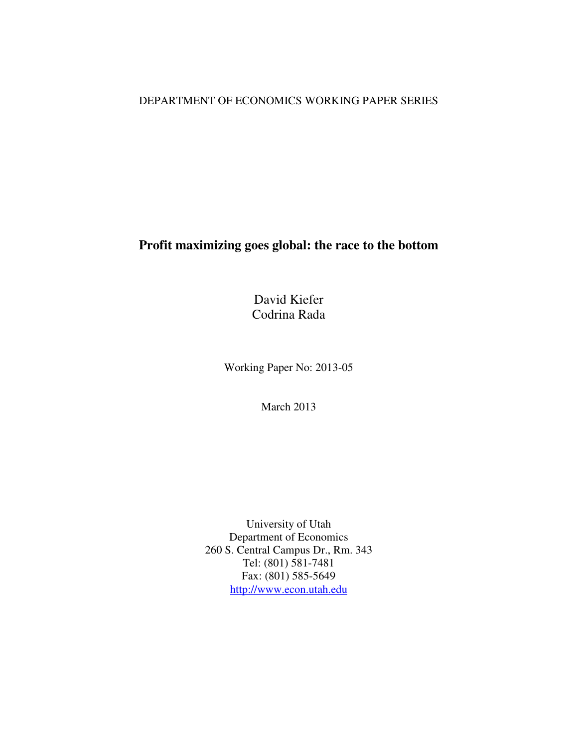DEPARTMENT OF ECONOMICS WORKING PAPER SERIES

# Profit maximizing goes global: the race to the bottom

David Kiefer
Codrina Rada

Working Paper No: 2013-05

March 2013

University of Utah
Department of Economics
260 S. Central Campus Dr., Rm. 343
Tel: (801) 581-7481
Fax: (801) 585-5649
http://www.econ.utah.edu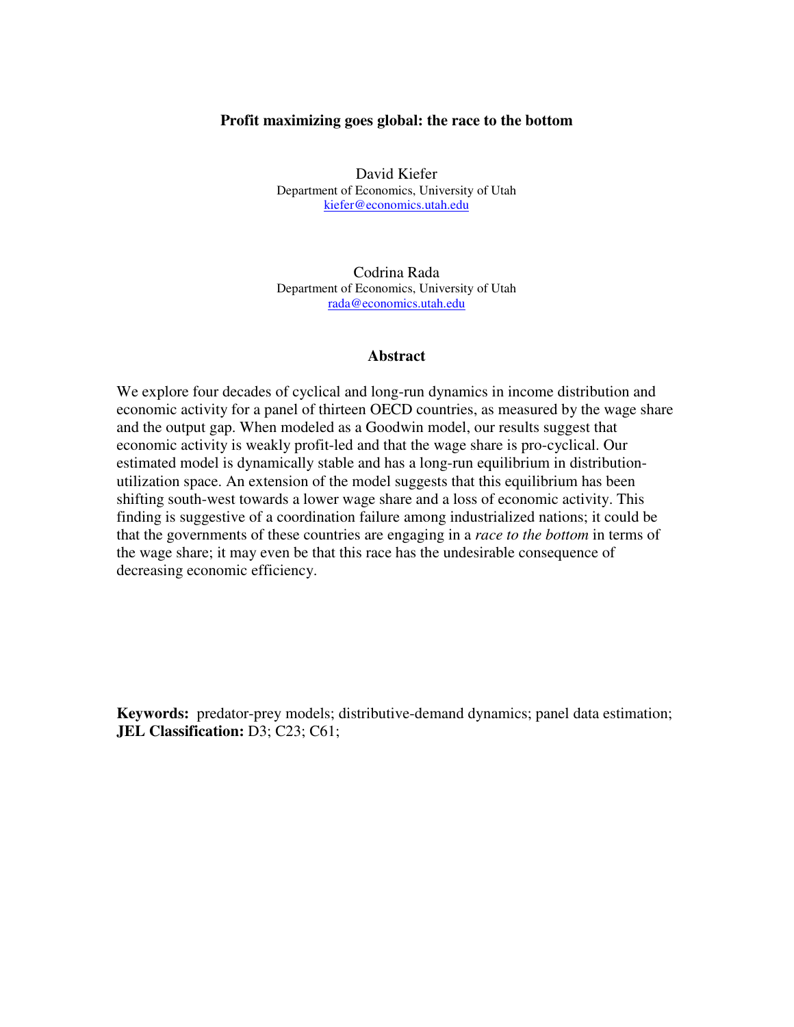**Profit maximizing goes global: the race to the bottom**

David Kiefer
Department of Economics, University of Utah
kiefer@economics.utah.edu

Codrina Rada
Department of Economics, University of Utah
rada@economics.utah.edu

**Abstract**

We explore four decades of cyclical and long-run dynamics in income distribution and economic activity for a panel of thirteen OECD countries, as measured by the wage share and the output gap. When modeled as a Goodwin model, our results suggest that economic activity is weakly profit-led and that the wage share is pro-cyclical. Our estimated model is dynamically stable and has a long-run equilibrium in distribution-utilization space. An extension of the model suggests that this equilibrium has been shifting south-west towards a lower wage share and a loss of economic activity. This finding is suggestive of a coordination failure among industrialized nations; it could be that the governments of these countries are engaging in a *race to the bottom* in terms of the wage share; it may even be that this race has the undesirable consequence of decreasing economic efficiency.

**Keywords:** predator-prey models; distributive-demand dynamics; panel data estimation;
**JEL Classification:** D3; C23; C61;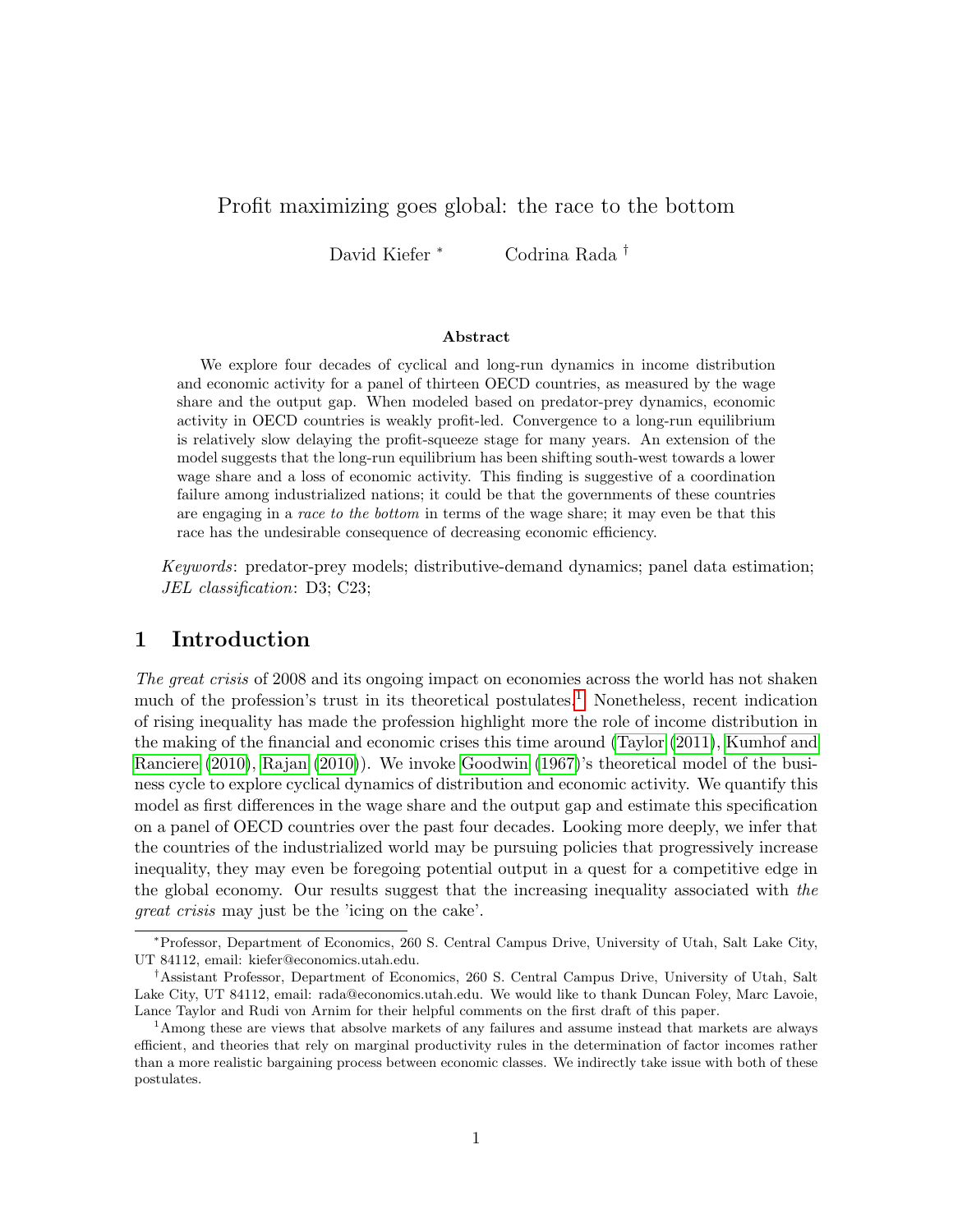# Profit maximizing goes global: the race to the bottom

David Kiefer [*] Codrina Rada [†]

### Abstract

We explore four decades of cyclical and long-run dynamics in income distribution and economic activity for a panel of thirteen OECD countries, as measured by the wage share and the output gap. When modeled based on predator-prey dynamics, economic activity in OECD countries is weakly profit-led. Convergence to a long-run equilibrium is relatively slow delaying the profit-squeeze stage for many years. An extension of the model suggests that the long-run equilibrium has been shifting south-west towards a lower wage share and a loss of economic activity. This finding is suggestive of a coordination failure among industrialized nations; it could be that the governments of these countries are engaging in a *race to the bottom* in terms of the wage share; it may even be that this race has the undesirable consequence of decreasing economic efficiency.

*Keywords*: predator-prey models; distributive-demand dynamics; panel data estimation; *JEL classification*: D3; C23;

## 1 Introduction

*The great crisis* of 2008 and its ongoing impact on economies across the world has not shaken much of the profession's trust in its theoretical postulates.[1] Nonetheless, recent indication of rising inequality has made the profession highlight more the role of income distribution in the making of the financial and economic crises this time around (Taylor (2011), Kumhof and Ranciere (2010), Rajan (2010)). We invoke Goodwin (1967)'s theoretical model of the business cycle to explore cyclical dynamics of distribution and economic activity. We quantify this model as first differences in the wage share and the output gap and estimate this specification on a panel of OECD countries over the past four decades. Looking more deeply, we infer that the countries of the industrialized world may be pursuing policies that progressively increase inequality, they may even be foregoing potential output in a quest for a competitive edge in the global economy. Our results suggest that the increasing inequality associated with *the great crisis* may just be the 'icing on the cake'.

---

[*] Professor, Department of Economics, 260 S. Central Campus Drive, University of Utah, Salt Lake City, UT 84112, email: kiefer@economics.utah.edu.

[†] Assistant Professor, Department of Economics, 260 S. Central Campus Drive, University of Utah, Salt Lake City, UT 84112, email: rada@economics.utah.edu. We would like to thank Duncan Foley, Marc Lavoie, Lance Taylor and Rudi von Arnim for their helpful comments on the first draft of this paper.

[1] Among these are views that absolve markets of any failures and assume instead that markets are always efficient, and theories that rely on marginal productivity rules in the determination of factor incomes rather than a more realistic bargaining process between economic classes. We indirectly take issue with both of these postulates.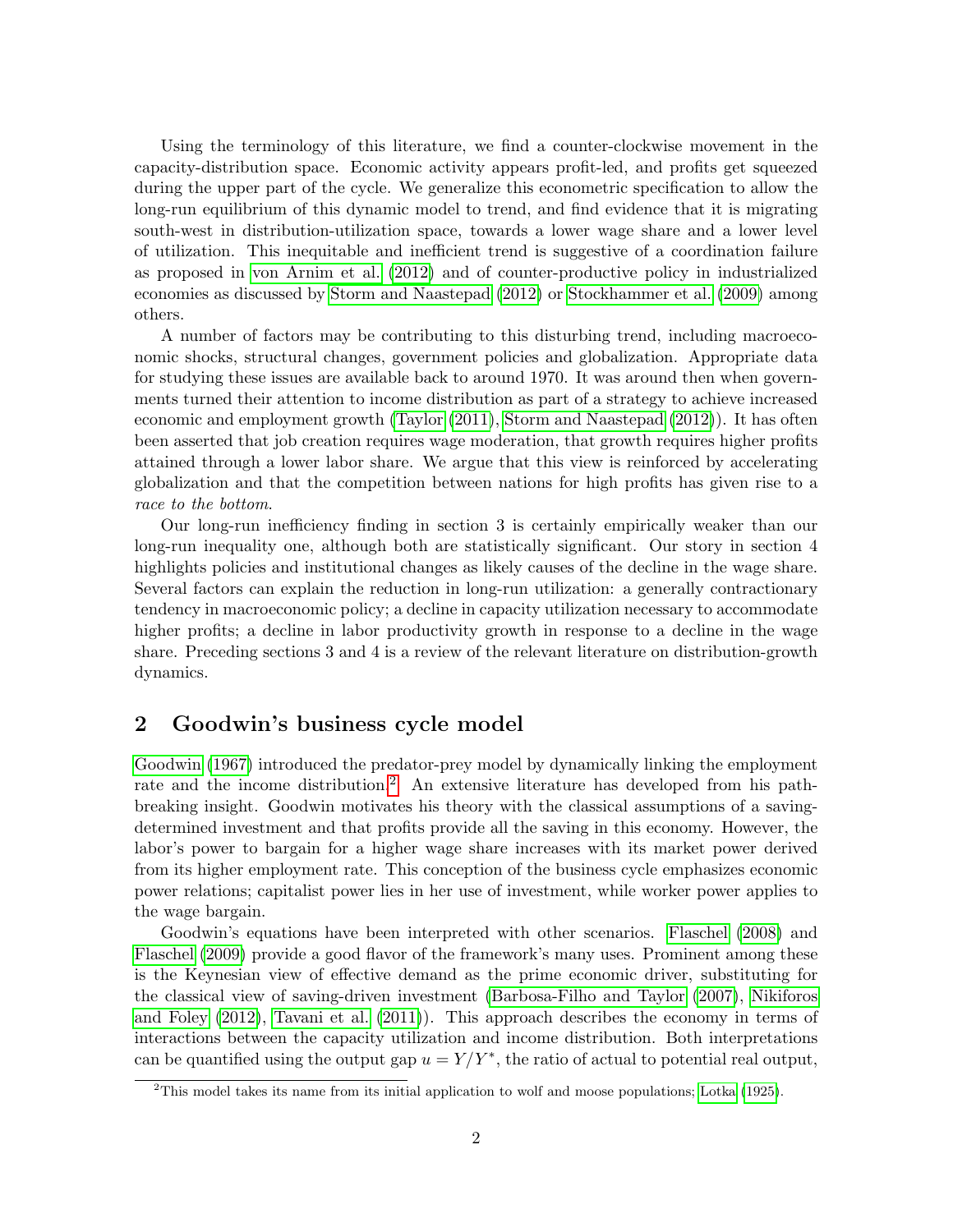Using the terminology of this literature, we find a counter-clockwise movement in the capacity-distribution space. Economic activity appears profit-led, and profits get squeezed during the upper part of the cycle. We generalize this econometric specification to allow the long-run equilibrium of this dynamic model to trend, and find evidence that it is migrating south-west in distribution-utilization space, towards a lower wage share and a lower level of utilization. This inequitable and inefficient trend is suggestive of a coordination failure as proposed in von Arnim et al. (2012) and of counter-productive policy in industrialized economies as discussed by Storm and Naastepad (2012) or Stockhammer et al. (2009) among others.

A number of factors may be contributing to this disturbing trend, including macroeconomic shocks, structural changes, government policies and globalization. Appropriate data for studying these issues are available back to around 1970. It was around then when governments turned their attention to income distribution as part of a strategy to achieve increased economic and employment growth (Taylor (2011), Storm and Naastepad (2012)). It has often been asserted that job creation requires wage moderation, that growth requires higher profits attained through a lower labor share. We argue that this view is reinforced by accelerating globalization and that the competition between nations for high profits has given rise to a *race to the bottom*.

Our long-run inefficiency finding in section 3 is certainly empirically weaker than our long-run inequality one, although both are statistically significant. Our story in section 4 highlights policies and institutional changes as likely causes of the decline in the wage share. Several factors can explain the reduction in long-run utilization: a generally contractionary tendency in macroeconomic policy; a decline in capacity utilization necessary to accommodate higher profits; a decline in labor productivity growth in response to a decline in the wage share. Preceding sections 3 and 4 is a review of the relevant literature on distribution-growth dynamics.

## 2 Goodwin's business cycle model

Goodwin (1967) introduced the predator-prey model by dynamically linking the employment rate and the income distribution.[2] An extensive literature has developed from his path-breaking insight. Goodwin motivates his theory with the classical assumptions of a saving-determined investment and that profits provide all the saving in this economy. However, the labor's power to bargain for a higher wage share increases with its market power derived from its higher employment rate. This conception of the business cycle emphasizes economic power relations; capitalist power lies in her use of investment, while worker power applies to the wage bargain.

Goodwin's equations have been interpreted with other scenarios. Flaschel (2008) and Flaschel (2009) provide a good flavor of the framework's many uses. Prominent among these is the Keynesian view of effective demand as the prime economic driver, substituting for the classical view of saving-driven investment (Barbosa-Filho and Taylor (2007), Nikiforos and Foley (2012), Tavani et al. (2011)). This approach describes the economy in terms of interactions between the capacity utilization and income distribution. Both interpretations can be quantified using the output gap $u = Y/Y^*$, the ratio of actual to potential real output,

[2] This model takes its name from its initial application to wolf and moose populations; Lotka (1925).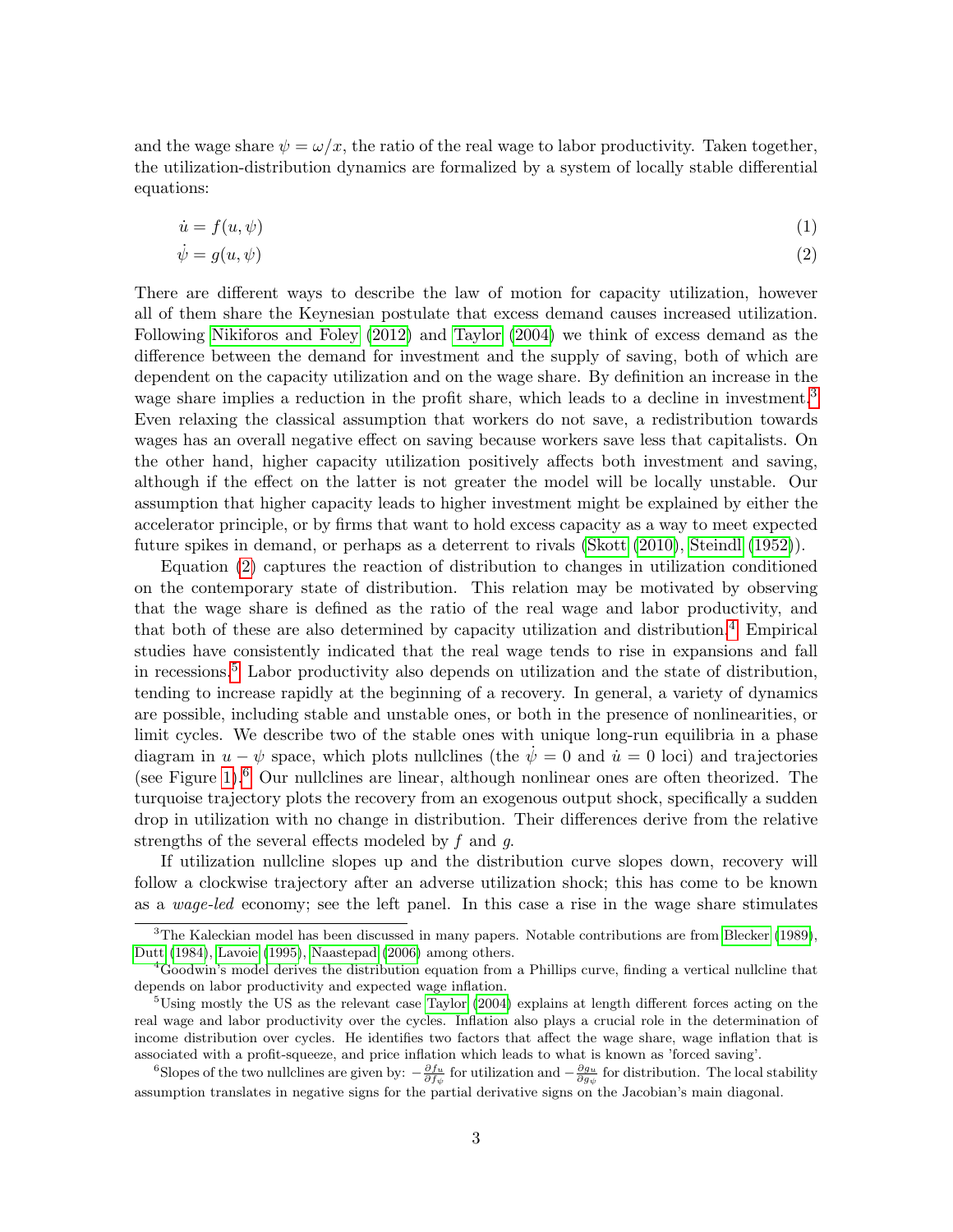and the wage share $\psi = \omega/x$, the ratio of the real wage to labor productivity. Taken together, the utilization-distribution dynamics are formalized by a system of locally stable differential equations:

$$\dot{u} = f(u, \psi) \tag{1}$$

$$\dot{\psi} = g(u, \psi) \tag{2}$$

There are different ways to describe the law of motion for capacity utilization, however all of them share the Keynesian postulate that excess demand causes increased utilization. Following Nikiforos and Foley (2012) and Taylor (2004) we think of excess demand as the difference between the demand for investment and the supply of saving, both of which are dependent on the capacity utilization and on the wage share. By definition an increase in the wage share implies a reduction in the profit share, which leads to a decline in investment.[3] Even relaxing the classical assumption that workers do not save, a redistribution towards wages has an overall negative effect on saving because workers save less that capitalists. On the other hand, higher capacity utilization positively affects both investment and saving, although if the effect on the latter is not greater the model will be locally unstable. Our assumption that higher capacity leads to higher investment might be explained by either the accelerator principle, or by firms that want to hold excess capacity as a way to meet expected future spikes in demand, or perhaps as a deterrent to rivals (Skott (2010), Steindl (1952)).

Equation (2) captures the reaction of distribution to changes in utilization conditioned on the contemporary state of distribution. This relation may be motivated by observing that the wage share is defined as the ratio of the real wage and labor productivity, and that both of these are also determined by capacity utilization and distribution.[4] Empirical studies have consistently indicated that the real wage tends to rise in expansions and fall in recessions.[5] Labor productivity also depends on utilization and the state of distribution, tending to increase rapidly at the beginning of a recovery. In general, a variety of dynamics are possible, including stable and unstable ones, or both in the presence of nonlinearities, or limit cycles. We describe two of the stable ones with unique long-run equilibria in a phase diagram in $u - \psi$ space, which plots nullclines (the $\dot{\psi} = 0$ and $\dot{u} = 0$ loci) and trajectories (see Figure 1).[6] Our nullclines are linear, although nonlinear ones are often theorized. The turquoise trajectory plots the recovery from an exogenous output shock, specifically a sudden drop in utilization with no change in distribution. Their differences derive from the relative strengths of the several effects modeled by $f$ and $g$.

If utilization nullcline slopes up and the distribution curve slopes down, recovery will follow a clockwise trajectory after an adverse utilization shock; this has come to be known as a *wage-led* economy; see the left panel. In this case a rise in the wage share stimulates

[3] The Kaleckian model has been discussed in many papers. Notable contributions are from Blecker (1989), Dutt (1984), Lavoie (1995), Naastepad (2006) among others.

[4] Goodwin's model derives the distribution equation from a Phillips curve, finding a vertical nullcline that depends on labor productivity and expected wage inflation.

[5] Using mostly the US as the relevant case Taylor (2004) explains at length different forces acting on the real wage and labor productivity over the cycles. Inflation also plays a crucial role in the determination of income distribution over cycles. He identifies two factors that affect the wage share, wage inflation that is associated with a profit-squeeze, and price inflation which leads to what is known as 'forced saving'.

[6] Slopes of the two nullclines are given by: $-\frac{\partial f_u}{\partial f_\psi}$ for utilization and $-\frac{\partial g_u}{\partial g_\psi}$ for distribution. The local stability assumption translates in negative signs for the partial derivative signs on the Jacobian's main diagonal.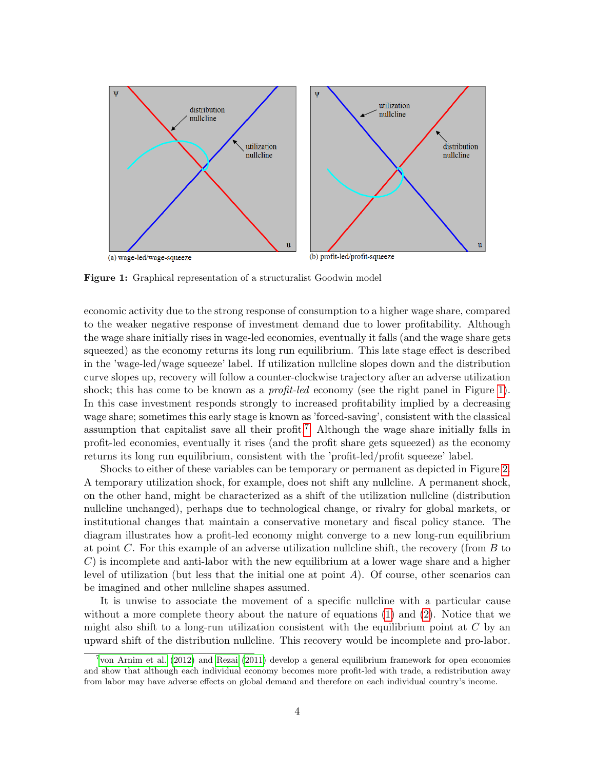**Figure 1:** Graphical representation of a structuralist Goodwin model

economic activity due to the strong response of consumption to a higher wage share, compared to the weaker negative response of investment demand due to lower profitability. Although the wage share initially rises in wage-led economies, eventually it falls (and the wage share gets squeezed) as the economy returns its long run equilibrium. This late stage effect is described in the 'wage-led/wage squeeze' label. If utilization nullcline slopes down and the distribution curve slopes up, recovery will follow a counter-clockwise trajectory after an adverse utilization shock; this has come to be known as a *profit-led* economy (see the right panel in Figure 1). In this case investment responds strongly to increased profitability implied by a decreasing wage share; sometimes this early stage is known as 'forced-saving', consistent with the classical assumption that capitalist save all their profit.[7] Although the wage share initially falls in profit-led economies, eventually it rises (and the profit share gets squeezed) as the economy returns its long run equilibrium, consistent with the 'profit-led/profit squeeze' label.

Shocks to either of these variables can be temporary or permanent as depicted in Figure 2. A temporary utilization shock, for example, does not shift any nullcline. A permanent shock, on the other hand, might be characterized as a shift of the utilization nullcline (distribution nullcline unchanged), perhaps due to technological change, or rivalry for global markets, or institutional changes that maintain a conservative monetary and fiscal policy stance. The diagram illustrates how a profit-led economy might converge to a new long-run equilibrium at point $C$. For this example of an adverse utilization nullcline shift, the recovery (from $B$ to $C$) is incomplete and anti-labor with the new equilibrium at a lower wage share and a higher level of utilization (but less that the initial one at point $A$). Of course, other scenarios can be imagined and other nullcline shapes assumed.

It is unwise to associate the movement of a specific nullcline with a particular cause without a more complete theory about the nature of equations (1) and (2). Notice that we might also shift to a long-run utilization consistent with the equilibrium point at $C$ by an upward shift of the distribution nullcline. This recovery would be incomplete and pro-labor.

[7] von Arnim et al. (2012) and Rezai (2011) develop a general equilibrium framework for open economies and show that although each individual economy becomes more profit-led with trade, a redistribution away from labor may have adverse effects on global demand and therefore on each individual country's income.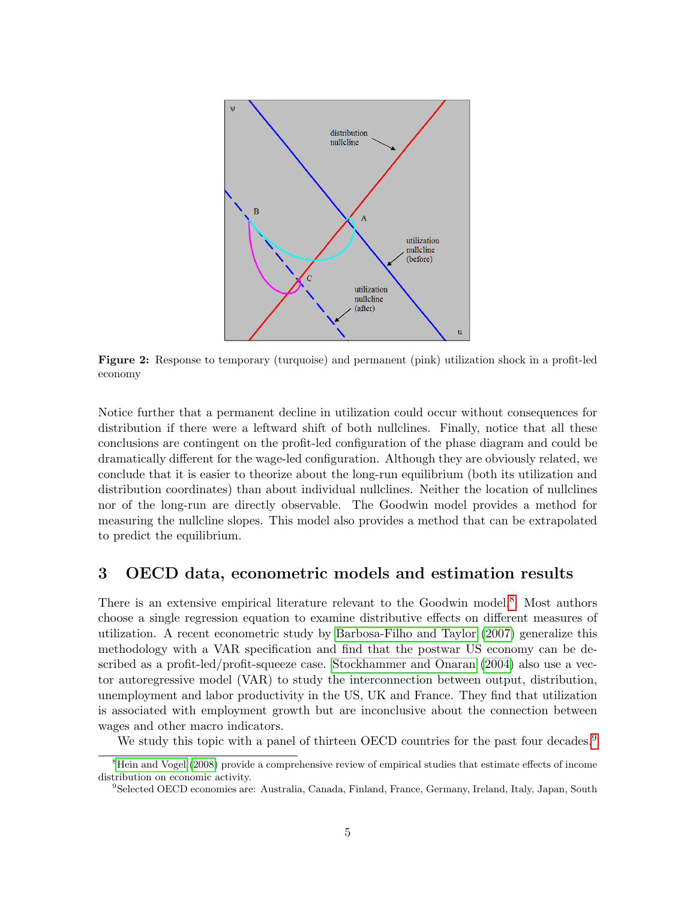Figure 2: Response to temporary (turquoise) and permanent (pink) utilization shock in a profit-led economy

Notice further that a permanent decline in utilization could occur without consequences for distribution if there were a leftward shift of both nullclines. Finally, notice that all these conclusions are contingent on the profit-led configuration of the phase diagram and could be dramatically different for the wage-led configuration. Although they are obviously related, we conclude that it is easier to theorize about the long-run equilibrium (both its utilization and distribution coordinates) than about individual nullclines. Neither the location of nullclines nor of the long-run are directly observable. The Goodwin model provides a method for measuring the nullcline slopes. This model also provides a method that can be extrapolated to predict the equilibrium.

## 3 OECD data, econometric models and estimation results

There is an extensive empirical literature relevant to the Goodwin model.[8] Most authors choose a single regression equation to examine distributive effects on different measures of utilization. A recent econometric study by Barbosa-Filho and Taylor (2007) generalize this methodology with a VAR specification and find that the postwar US economy can be described as a profit-led/profit-squeeze case. Stockhammer and Onaran (2004) also use a vector autoregressive model (VAR) to study the interconnection between output, distribution, unemployment and labor productivity in the US, UK and France. They find that utilization is associated with employment growth but are inconclusive about the connection between wages and other macro indicators.

We study this topic with a panel of thirteen OECD countries for the past four decades.[9]

[8] Hein and Vogel (2008) provide a comprehensive review of empirical studies that estimate effects of income distribution on economic activity.

[9] Selected OECD economies are: Australia, Canada, Finland, France, Germany, Ireland, Italy, Japan, South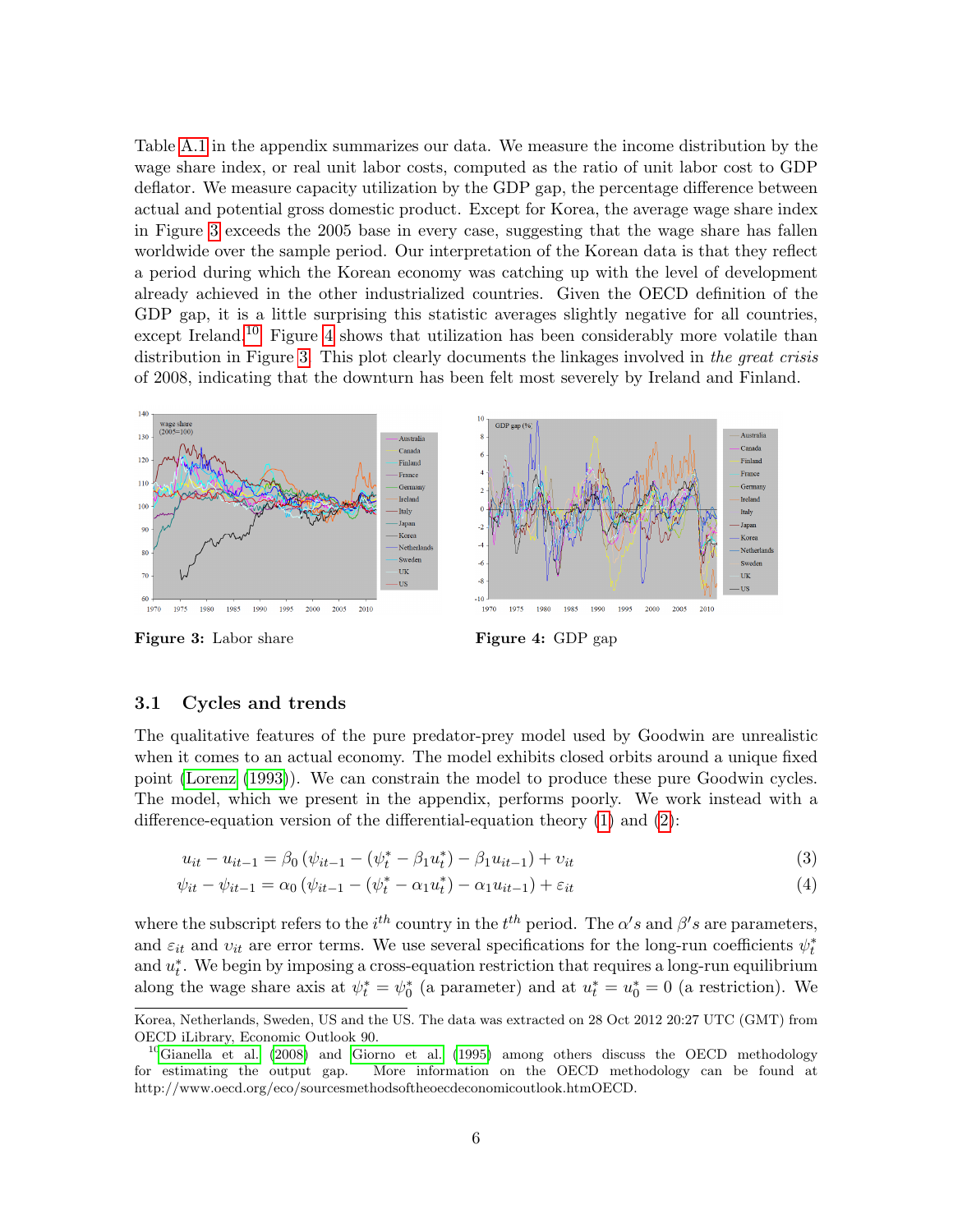Table A.1 in the appendix summarizes our data. We measure the income distribution by the wage share index, or real unit labor costs, computed as the ratio of unit labor cost to GDP deflator. We measure capacity utilization by the GDP gap, the percentage difference between actual and potential gross domestic product. Except for Korea, the average wage share index in Figure 3 exceeds the 2005 base in every case, suggesting that the wage share has fallen worldwide over the sample period. Our interpretation of the Korean data is that they reflect a period during which the Korean economy was catching up with the level of development already achieved in the other industrialized countries. Given the OECD definition of the GDP gap, it is a little surprising this statistic averages slightly negative for all countries, except Ireland.[10] Figure 4 shows that utilization has been considerably more volatile than distribution in Figure 3. This plot clearly documents the linkages involved in *the great crisis* of 2008, indicating that the downturn has been felt most severely by Ireland and Finland.

**Figure 3:** Labor share

**Figure 4:** GDP gap

### 3.1 Cycles and trends

The qualitative features of the pure predator-prey model used by Goodwin are unrealistic when it comes to an actual economy. The model exhibits closed orbits around a unique fixed point (Lorenz (1993)). We can constrain the model to produce these pure Goodwin cycles. The model, which we present in the appendix, performs poorly. We work instead with a difference-equation version of the differential-equation theory (1) and (2):

$$u_{it} - u_{it-1} = \beta_0 \left(\psi_{it-1} - (\psi_t^* - \beta_1 u_t^*) - \beta_1 u_{it-1}\right) + \upsilon_{it} \tag{3}$$

$$\psi_{it} - \psi_{it-1} = \alpha_0 \left(\psi_{it-1} - (\psi_t^* - \alpha_1 u_t^*) - \alpha_1 u_{it-1}\right) + \varepsilon_{it} \tag{4}$$

where the subscript refers to the $i^{th}$ country in the $t^{th}$ period. The $\alpha's$ and $\beta's$ are parameters, and $\varepsilon_{it}$ and $\upsilon_{it}$ are error terms. We use several specifications for the long-run coefficients $\psi_t^*$ and $u_t^*$. We begin by imposing a cross-equation restriction that requires a long-run equilibrium along the wage share axis at $\psi_t^* = \psi_0^*$ (a parameter) and at $u_t^* = u_0^* = 0$ (a restriction). We

Korea, Netherlands, Sweden, US and the US. The data was extracted on 28 Oct 2012 20:27 UTC (GMT) from OECD iLibrary, Economic Outlook 90.

[10] Gianella et al. (2008) and Giorno et al. (1995) among others discuss the OECD methodology for estimating the output gap. More information on the OECD methodology can be found at http://www.oecd.org/eco/sourcesmethodsoftheoecdeconomicoutlook.htmOECD.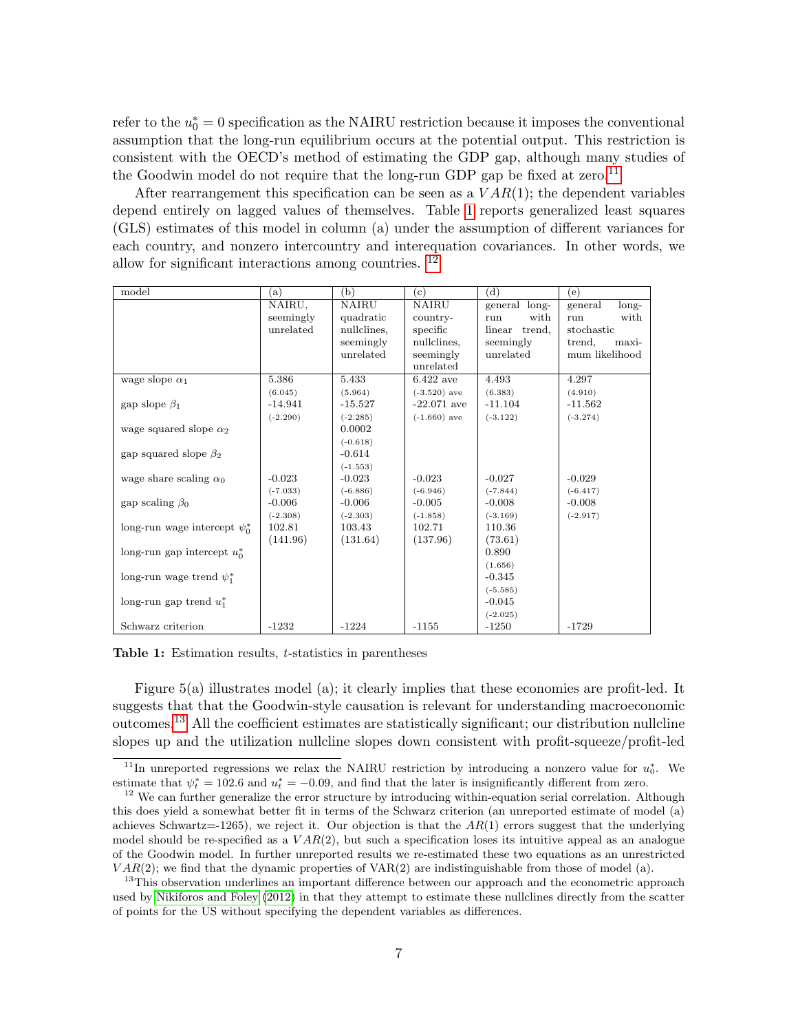refer to the $u_0^* = 0$ specification as the NAIRU restriction because it imposes the conventional assumption that the long-run equilibrium occurs at the potential output. This restriction is consistent with the OECD's method of estimating the GDP gap, although many studies of the Goodwin model do not require that the long-run GDP gap be fixed at zero.[11]

After rearrangement this specification can be seen as a $VAR(1)$; the dependent variables depend entirely on lagged values of themselves. Table 1 reports generalized least squares (GLS) estimates of this model in column (a) under the assumption of different variances for each country, and nonzero intercountry and interequation covariances. In other words, we allow for significant interactions among countries. [12]

| model | (a) | (b) | (c) | (d) | (e) |
|---|---|---|---|---|---|
| | NAIRU, seemingly unrelated | NAIRU quadratic nullclines, seemingly unrelated | NAIRU country-specific nullclines, seemingly unrelated | general long-run with linear trend, seemingly unrelated | general long-run with stochastic trend, maximum likelihood |
| wage slope $\alpha_1$ | 5.386 | 5.433 | 6.422 ave | 4.493 | 4.297 |
| | (6.045) | (5.964) | (-3.520) ave | (6.383) | (4.910) |
| gap slope $\beta_1$ | -14.941 | -15.527 | -22.071 ave | -11.104 | -11.562 |
| | (-2.290) | (-2.285) | (-1.660) ave | (-3.122) | (-3.274) |
| wage squared slope $\alpha_2$ | | 0.0002 | | | |
| | | (-0.618) | | | |
| gap squared slope $\beta_2$ | | -0.614 | | | |
| | | (-1.553) | | | |
| wage share scaling $\alpha_0$ | -0.023 | -0.023 | -0.023 | -0.027 | -0.029 |
| | (-7.033) | (-6.886) | (-6.946) | (-7.844) | (-6.417) |
| gap scaling $\beta_0$ | -0.006 | -0.006 | -0.005 | -0.008 | -0.008 |
| | (-2.308) | (-2.303) | (-1.858) | (-3.169) | (-2.917) |
| long-run wage intercept $\psi_0^*$ | 102.81 | 103.43 | 102.71 | 110.36 | |
| | (141.96) | (131.64) | (137.96) | (73.61) | |
| long-run gap intercept $u_0^*$ | | | | 0.890 | |
| | | | | (1.656) | |
| long-run wage trend $\psi_1^*$ | | | | -0.345 | |
| | | | | (-5.585) | |
| long-run gap trend $u_1^*$ | | | | -0.045 | |
| | | | | (-2.025) | |
| Schwarz criterion | -1232 | -1224 | -1155 | -1250 | -1729 |

**Table 1:** Estimation results, $t$-statistics in parentheses

Figure 5(a) illustrates model (a); it clearly implies that these economies are profit-led. It suggests that that the Goodwin-style causation is relevant for understanding macroeconomic outcomes.[13] All the coefficient estimates are statistically significant; our distribution nullcline slopes up and the utilization nullcline slopes down consistent with profit-squeeze/profit-led

[11] In unreported regressions we relax the NAIRU restriction by introducing a nonzero value for $u_0^*$. We estimate that $\psi_t^* = 102.6$ and $u_t^* = -0.09$, and find that the later is insignificantly different from zero.

[12] We can further generalize the error structure by introducing within-equation serial correlation. Although this does yield a somewhat better fit in terms of the Schwarz criterion (an unreported estimate of model (a) achieves Schwartz=-1265), we reject it. Our objection is that the $AR(1)$ errors suggest that the underlying model should be re-specified as a $VAR(2)$, but such a specification loses its intuitive appeal as an analogue of the Goodwin model. In further unreported results we re-estimated these two equations as an unrestricted $VAR(2)$; we find that the dynamic properties of VAR(2) are indistinguishable from those of model (a).

[13] This observation underlines an important difference between our approach and the econometric approach used by Nikiforos and Foley (2012) in that they attempt to estimate these nullclines directly from the scatter of points for the US without specifying the dependent variables as differences.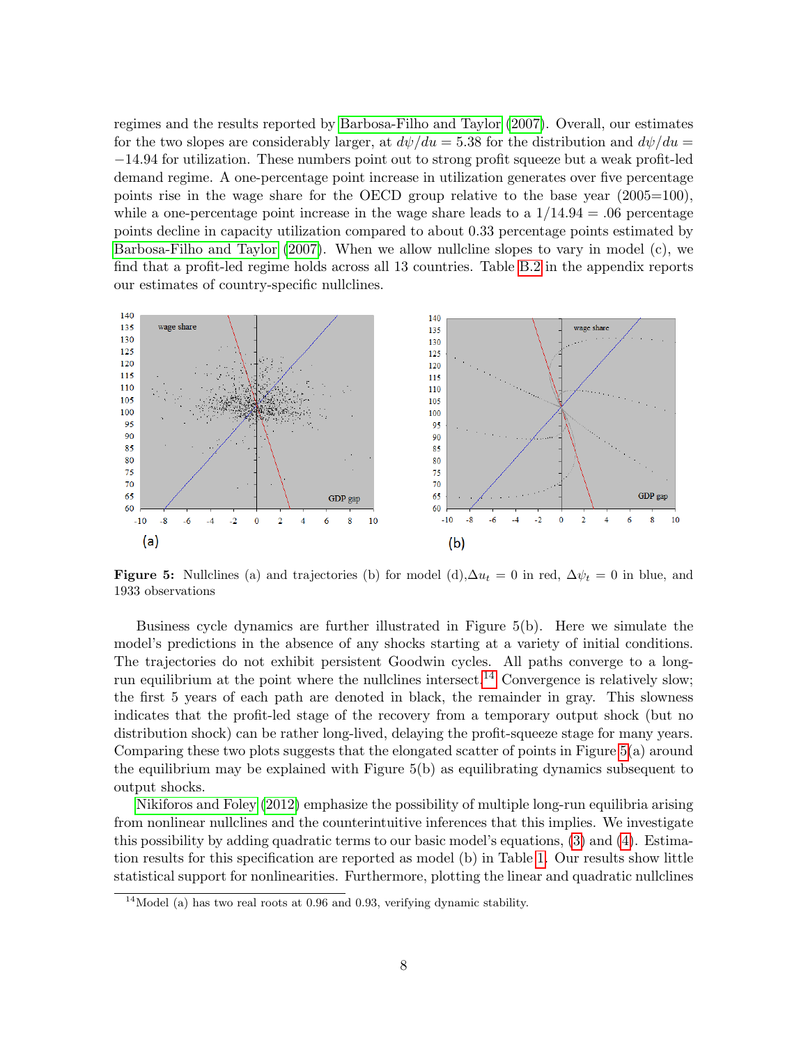regimes and the results reported by Barbosa-Filho and Taylor (2007). Overall, our estimates for the two slopes are considerably larger, at $d\psi/du = 5.38$ for the distribution and $d\psi/du = -14.94$ for utilization. These numbers point out to strong profit squeeze but a weak profit-led demand regime. A one-percentage point increase in utilization generates over five percentage points rise in the wage share for the OECD group relative to the base year (2005=100), while a one-percentage point increase in the wage share leads to a $1/14.94 = .06$ percentage points decline in capacity utilization compared to about 0.33 percentage points estimated by Barbosa-Filho and Taylor (2007). When we allow nullcline slopes to vary in model (c), we find that a profit-led regime holds across all 13 countries. Table B.2 in the appendix reports our estimates of country-specific nullclines.

**Figure 5:** Nullclines (a) and trajectories (b) for model (d), $\Delta u_t = 0$ in red, $\Delta\psi_t = 0$ in blue, and 1933 observations

Business cycle dynamics are further illustrated in Figure 5(b). Here we simulate the model's predictions in the absence of any shocks starting at a variety of initial conditions. The trajectories do not exhibit persistent Goodwin cycles. All paths converge to a long-run equilibrium at the point where the nullclines intersect.[14] Convergence is relatively slow; the first 5 years of each path are denoted in black, the remainder in gray. This slowness indicates that the profit-led stage of the recovery from a temporary output shock (but no distribution shock) can be rather long-lived, delaying the profit-squeeze stage for many years. Comparing these two plots suggests that the elongated scatter of points in Figure 5(a) around the equilibrium may be explained with Figure 5(b) as equilibrating dynamics subsequent to output shocks.

Nikiforos and Foley (2012) emphasize the possibility of multiple long-run equilibria arising from nonlinear nullclines and the counterintuitive inferences that this implies. We investigate this possibility by adding quadratic terms to our basic model's equations, (3) and (4). Estimation results for this specification are reported as model (b) in Table 1. Our results show little statistical support for nonlinearities. Furthermore, plotting the linear and quadratic nullclines

[14] Model (a) has two real roots at 0.96 and 0.93, verifying dynamic stability.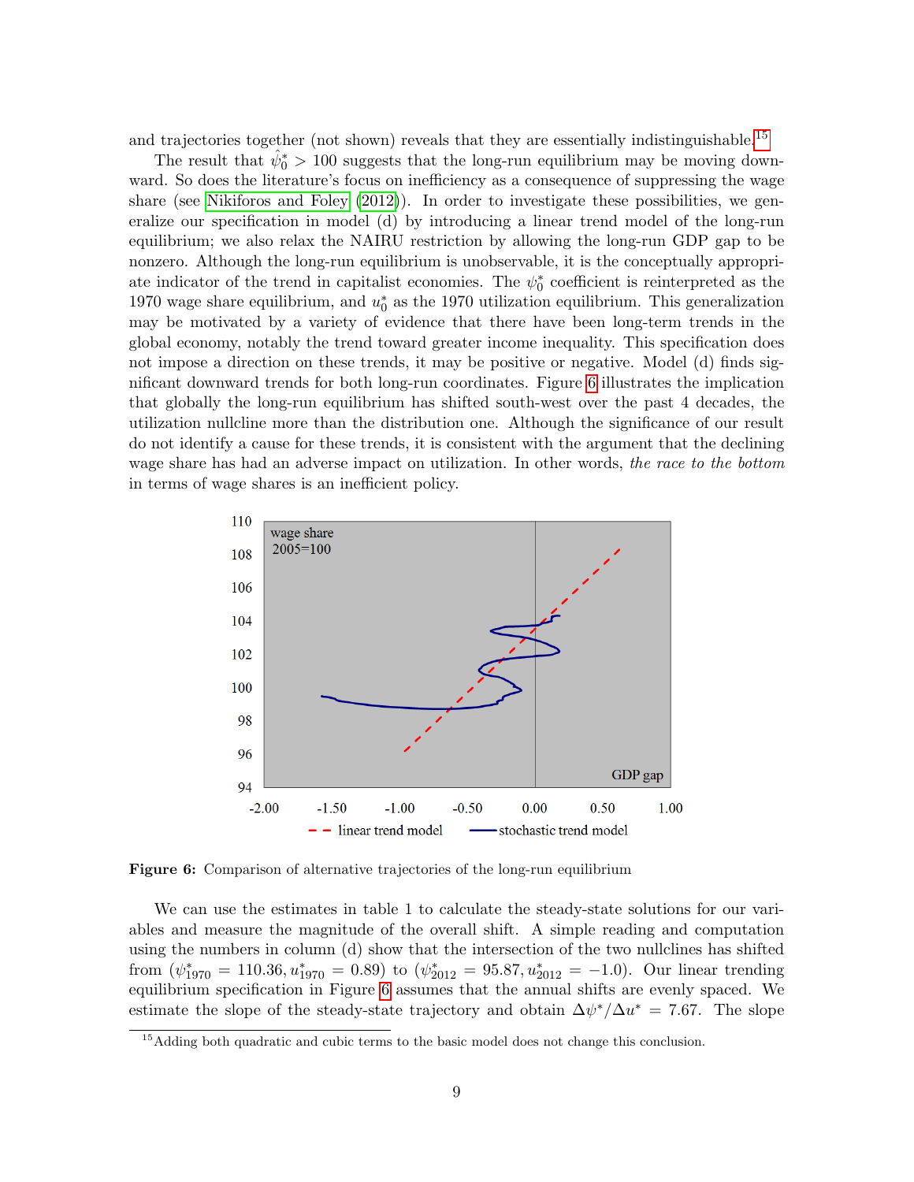and trajectories together (not shown) reveals that they are essentially indistinguishable.[15]

The result that $\hat{\psi}_0^* > 100$ suggests that the long-run equilibrium may be moving downward. So does the literature's focus on inefficiency as a consequence of suppressing the wage share (see Nikiforos and Foley (2012)). In order to investigate these possibilities, we generalize our specification in model (d) by introducing a linear trend model of the long-run equilibrium; we also relax the NAIRU restriction by allowing the long-run GDP gap to be nonzero. Although the long-run equilibrium is unobservable, it is the conceptually appropriate indicator of the trend in capitalist economies. The $\psi_0^*$ coefficient is reinterpreted as the 1970 wage share equilibrium, and $u_0^*$ as the 1970 utilization equilibrium. This generalization may be motivated by a variety of evidence that there have been long-term trends in the global economy, notably the trend toward greater income inequality. This specification does not impose a direction on these trends, it may be positive or negative. Model (d) finds significant downward trends for both long-run coordinates. Figure 6 illustrates the implication that globally the long-run equilibrium has shifted south-west over the past 4 decades, the utilization nullcline more than the distribution one. Although the significance of our result do not identify a cause for these trends, it is consistent with the argument that the declining wage share has had an adverse impact on utilization. In other words, *the race to the bottom* in terms of wage shares is an inefficient policy.

**Figure 6:** Comparison of alternative trajectories of the long-run equilibrium

We can use the estimates in table 1 to calculate the steady-state solutions for our variables and measure the magnitude of the overall shift. A simple reading and computation using the numbers in column (d) show that the intersection of the two nullclines has shifted from ($\psi_{1970}^* = 110.36, u_{1970}^* = 0.89$) to ($\psi_{2012}^* = 95.87, u_{2012}^* = -1.0$). Our linear trending equilibrium specification in Figure 6 assumes that the annual shifts are evenly spaced. We estimate the slope of the steady-state trajectory and obtain $\Delta\psi^*/\Delta u^* = 7.67$. The slope

[15] Adding both quadratic and cubic terms to the basic model does not change this conclusion.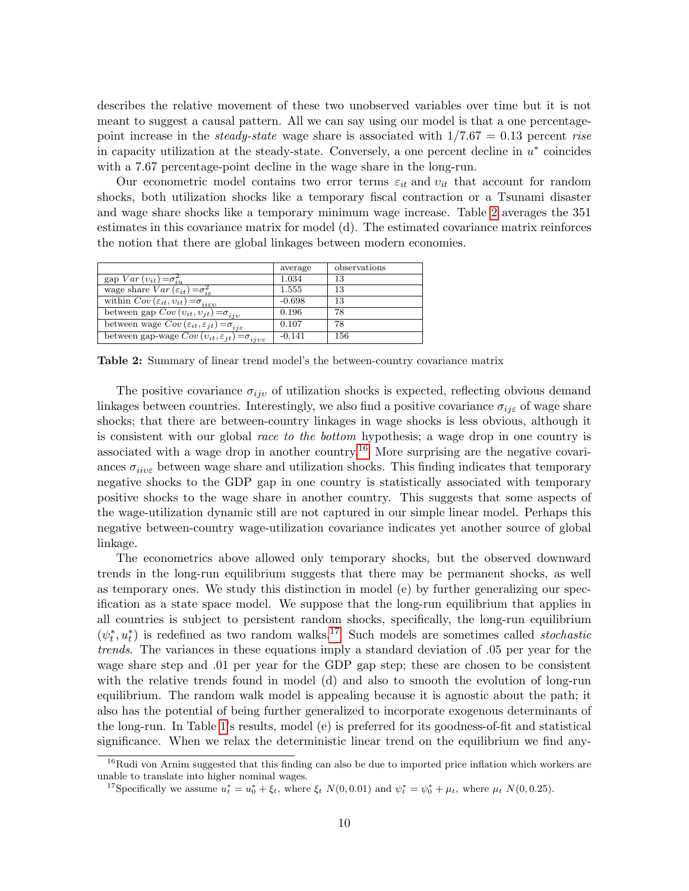describes the relative movement of these two unobserved variables over time but it is not meant to suggest a causal pattern. All we can say using our model is that a one percentage-point increase in the *steady-state* wage share is associated with $1/7.67 = 0.13$ percent *rise* in capacity utilization at the steady-state. Conversely, a one percent decline in $u^*$ coincides with a 7.67 percentage-point decline in the wage share in the long-run.

Our econometric model contains two error terms $\varepsilon_{it}$ and $\upsilon_{it}$ that account for random shocks, both utilization shocks like a temporary fiscal contraction or a Tsunami disaster and wage share shocks like a temporary minimum wage increase. Table 2 averages the 351 estimates in this covariance matrix for model (d). The estimated covariance matrix reinforces the notion that there are global linkages between modern economies.

| | average | observations |
|---|---|---|
| gap $Var(\upsilon_{it}) = \sigma^2_{iu}$ | 1.034 | 13 |
| wage share $Var(\varepsilon_{it}) = \sigma^2_{i\varepsilon}$ | 1.555 | 13 |
| within $Cov(\varepsilon_{it}, \upsilon_{it}) = \sigma_{ii\varepsilon\upsilon}$ | -0.698 | 13 |
| between gap $Cov(\upsilon_{it}, \upsilon_{jt}) = \sigma_{ij\upsilon}$ | 0.196 | 78 |
| between wage $Cov(\varepsilon_{it}, \varepsilon_{jt}) = \sigma_{ij\varepsilon}$ | 0.107 | 78 |
| between gap-wage $Cov(\upsilon_{it}, \varepsilon_{jt}) = \sigma_{ij\upsilon\varepsilon}$ | -0.141 | 156 |

**Table 2:** Summary of linear trend model's the between-country covariance matrix

The positive covariance $\sigma_{ij\upsilon}$ of utilization shocks is expected, reflecting obvious demand linkages between countries. Interestingly, we also find a positive covariance $\sigma_{ij\varepsilon}$ of wage share shocks; that there are between-country linkages in wage shocks is less obvious, although it is consistent with our global *race to the bottom* hypothesis; a wage drop in one country is associated with a wage drop in another country.[16] More surprising are the negative covariances $\sigma_{ii\upsilon\varepsilon}$ between wage share and utilization shocks. This finding indicates that temporary negative shocks to the GDP gap in one country is statistically associated with temporary positive shocks to the wage share in another country. This suggests that some aspects of the wage-utilization dynamic still are not captured in our simple linear model. Perhaps this negative between-country wage-utilization covariance indicates yet another source of global linkage.

The econometrics above allowed only temporary shocks, but the observed downward trends in the long-run equilibrium suggests that there may be permanent shocks, as well as temporary ones. We study this distinction in model (e) by further generalizing our specification as a state space model. We suppose that the long-run equilibrium that applies in all countries is subject to persistent random shocks, specifically, the long-run equilibrium $(\psi^*_t, u^*_t)$ is redefined as two random walks.[17] Such models are sometimes called *stochastic trends*. The variances in these equations imply a standard deviation of .05 per year for the wage share step and .01 per year for the GDP gap step; these are chosen to be consistent with the relative trends found in model (d) and also to smooth the evolution of long-run equilibrium. The random walk model is appealing because it is agnostic about the path; it also has the potential of being further generalized to incorporate exogenous determinants of the long-run. In Table 1's results, model (e) is preferred for its goodness-of-fit and statistical significance. When we relax the deterministic linear trend on the equilibrium we find any-

[16] Rudi von Arnim suggested that this finding can also be due to imported price inflation which workers are unable to translate into higher nominal wages.

[17] Specifically we assume $u^*_t = u^*_0 + \xi_t$, where $\xi_t$ $N(0, 0.01)$ and $\psi^*_t = \psi^*_0 + \mu_t$, where $\mu_t$ $N(0, 0.25)$.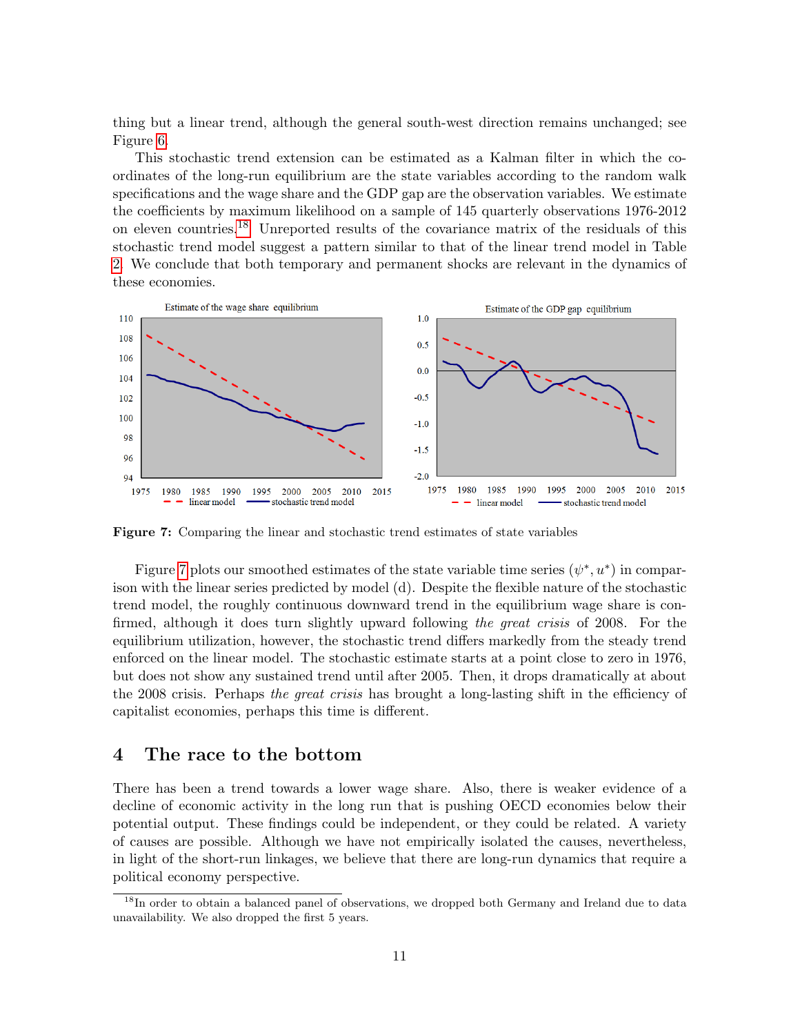thing but a linear trend, although the general south-west direction remains unchanged; see Figure 6.

This stochastic trend extension can be estimated as a Kalman filter in which the coordinates of the long-run equilibrium are the state variables according to the random walk specifications and the wage share and the GDP gap are the observation variables. We estimate the coefficients by maximum likelihood on a sample of 145 quarterly observations 1976-2012 on eleven countries.[18] Unreported results of the covariance matrix of the residuals of this stochastic trend model suggest a pattern similar to that of the linear trend model in Table 2. We conclude that both temporary and permanent shocks are relevant in the dynamics of these economies.

**Figure 7:** Comparing the linear and stochastic trend estimates of state variables

Figure 7 plots our smoothed estimates of the state variable time series $(\psi^*, u^*)$ in comparison with the linear series predicted by model (d). Despite the flexible nature of the stochastic trend model, the roughly continuous downward trend in the equilibrium wage share is confirmed, although it does turn slightly upward following *the great crisis* of 2008. For the equilibrium utilization, however, the stochastic trend differs markedly from the steady trend enforced on the linear model. The stochastic estimate starts at a point close to zero in 1976, but does not show any sustained trend until after 2005. Then, it drops dramatically at about the 2008 crisis. Perhaps *the great crisis* has brought a long-lasting shift in the efficiency of capitalist economies, perhaps this time is different.

## 4 The race to the bottom

There has been a trend towards a lower wage share. Also, there is weaker evidence of a decline of economic activity in the long run that is pushing OECD economies below their potential output. These findings could be independent, or they could be related. A variety of causes are possible. Although we have not empirically isolated the causes, nevertheless, in light of the short-run linkages, we believe that there are long-run dynamics that require a political economy perspective.

[18] In order to obtain a balanced panel of observations, we dropped both Germany and Ireland due to data unavailability. We also dropped the first 5 years.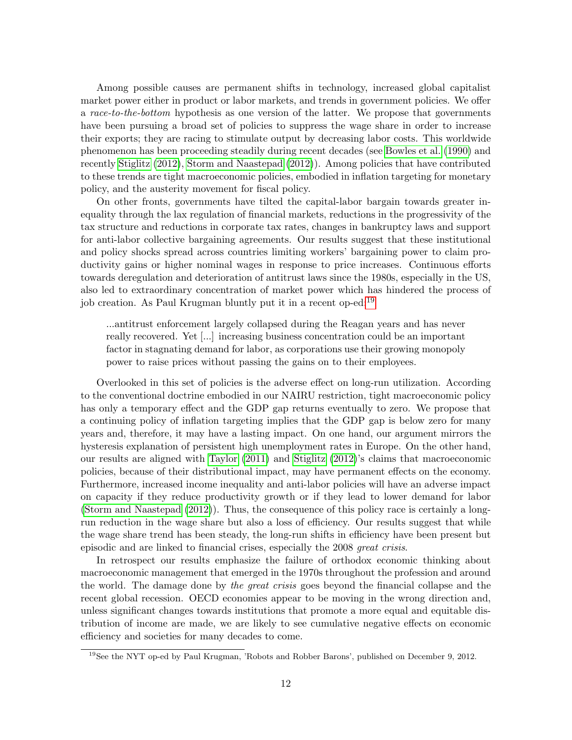Among possible causes are permanent shifts in technology, increased global capitalist market power either in product or labor markets, and trends in government policies. We offer a *race-to-the-bottom* hypothesis as one version of the latter. We propose that governments have been pursuing a broad set of policies to suppress the wage share in order to increase their exports; they are racing to stimulate output by decreasing labor costs. This worldwide phenomenon has been proceeding steadily during recent decades (see Bowles et al. (1990) and recently Stiglitz (2012), Storm and Naastepad (2012)). Among policies that have contributed to these trends are tight macroeconomic policies, embodied in inflation targeting for monetary policy, and the austerity movement for fiscal policy.

On other fronts, governments have tilted the capital-labor bargain towards greater inequality through the lax regulation of financial markets, reductions in the progressivity of the tax structure and reductions in corporate tax rates, changes in bankruptcy laws and support for anti-labor collective bargaining agreements. Our results suggest that these institutional and policy shocks spread across countries limiting workers' bargaining power to claim productivity gains or higher nominal wages in response to price increases. Continuous efforts towards deregulation and deterioration of antitrust laws since the 1980s, especially in the US, also led to extraordinary concentration of market power which has hindered the process of job creation. As Paul Krugman bluntly put it in a recent op-ed:[19]

> ...antitrust enforcement largely collapsed during the Reagan years and has never really recovered. Yet [...] increasing business concentration could be an important factor in stagnating demand for labor, as corporations use their growing monopoly power to raise prices without passing the gains on to their employees.

Overlooked in this set of policies is the adverse effect on long-run utilization. According to the conventional doctrine embodied in our NAIRU restriction, tight macroeconomic policy has only a temporary effect and the GDP gap returns eventually to zero. We propose that a continuing policy of inflation targeting implies that the GDP gap is below zero for many years and, therefore, it may have a lasting impact. On one hand, our argument mirrors the hysteresis explanation of persistent high unemployment rates in Europe. On the other hand, our results are aligned with Taylor (2011) and Stiglitz (2012)'s claims that macroeconomic policies, because of their distributional impact, may have permanent effects on the economy. Furthermore, increased income inequality and anti-labor policies will have an adverse impact on capacity if they reduce productivity growth or if they lead to lower demand for labor (Storm and Naastepad (2012)). Thus, the consequence of this policy race is certainly a long-run reduction in the wage share but also a loss of efficiency. Our results suggest that while the wage share trend has been steady, the long-run shifts in efficiency have been present but episodic and are linked to financial crises, especially the 2008 *great crisis*.

In retrospect our results emphasize the failure of orthodox economic thinking about macroeconomic management that emerged in the 1970s throughout the profession and around the world. The damage done by *the great crisis* goes beyond the financial collapse and the recent global recession. OECD economies appear to be moving in the wrong direction and, unless significant changes towards institutions that promote a more equal and equitable distribution of income are made, we are likely to see cumulative negative effects on economic efficiency and societies for many decades to come.

[19]See the NYT op-ed by Paul Krugman, 'Robots and Robber Barons', published on December 9, 2012.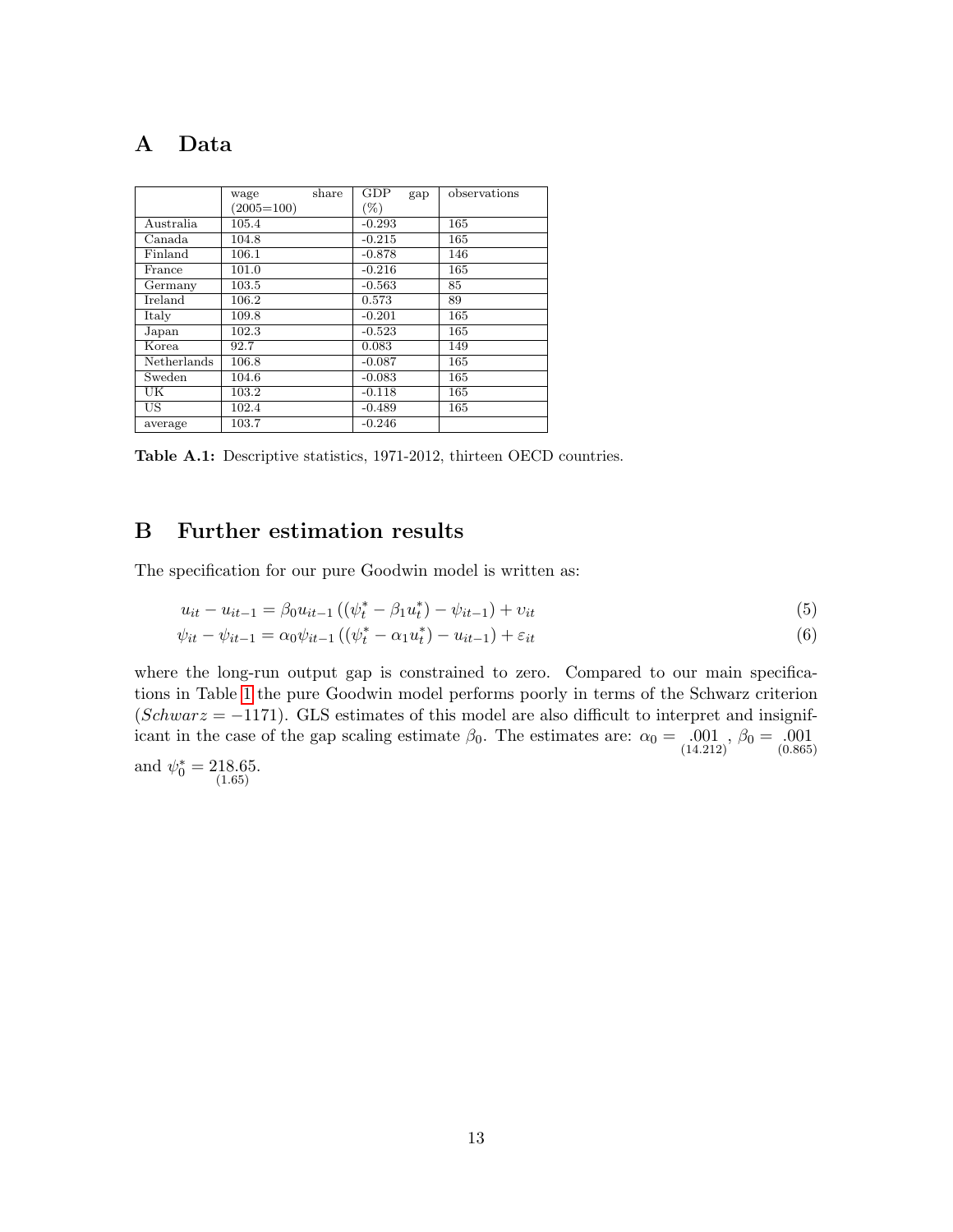# A Data

| | wage share (2005=100) | GDP gap (%) | observations |
|---|---|---|---|
| Australia | 105.4 | -0.293 | 165 |
| Canada | 104.8 | -0.215 | 165 |
| Finland | 106.1 | -0.878 | 146 |
| France | 101.0 | -0.216 | 165 |
| Germany | 103.5 | -0.563 | 85 |
| Ireland | 106.2 | 0.573 | 89 |
| Italy | 109.8 | -0.201 | 165 |
| Japan | 102.3 | -0.523 | 165 |
| Korea | 92.7 | 0.083 | 149 |
| Netherlands | 106.8 | -0.087 | 165 |
| Sweden | 104.6 | -0.083 | 165 |
| UK | 103.2 | -0.118 | 165 |
| US | 102.4 | -0.489 | 165 |
| average | 103.7 | -0.246 | |

**Table A.1:** Descriptive statistics, 1971-2012, thirteen OECD countries.

# B Further estimation results

The specification for our pure Goodwin model is written as:

$$u_{it} - u_{it-1} = \beta_0 u_{it-1}\left((\psi_t^* - \beta_1 u_t^*) - \psi_{it-1}\right) + \upsilon_{it} \tag{5}$$

$$\psi_{it} - \psi_{it-1} = \alpha_0 \psi_{it-1}\left((\psi_t^* - \alpha_1 u_t^*) - u_{it-1}\right) + \varepsilon_{it} \tag{6}$$

where the long-run output gap is constrained to zero. Compared to our main specifications in Table 1 the pure Goodwin model performs poorly in terms of the Schwarz criterion ($Schwarz = -1171$). GLS estimates of this model are also difficult to interpret and insignificant in the case of the gap scaling estimate $\beta_0$. The estimates are: $\alpha_0 = \underset{(14.212)}{.001}$, $\beta_0 = \underset{(0.865)}{.001}$ and $\psi_0^* = \underset{(1.65)}{218.65}$.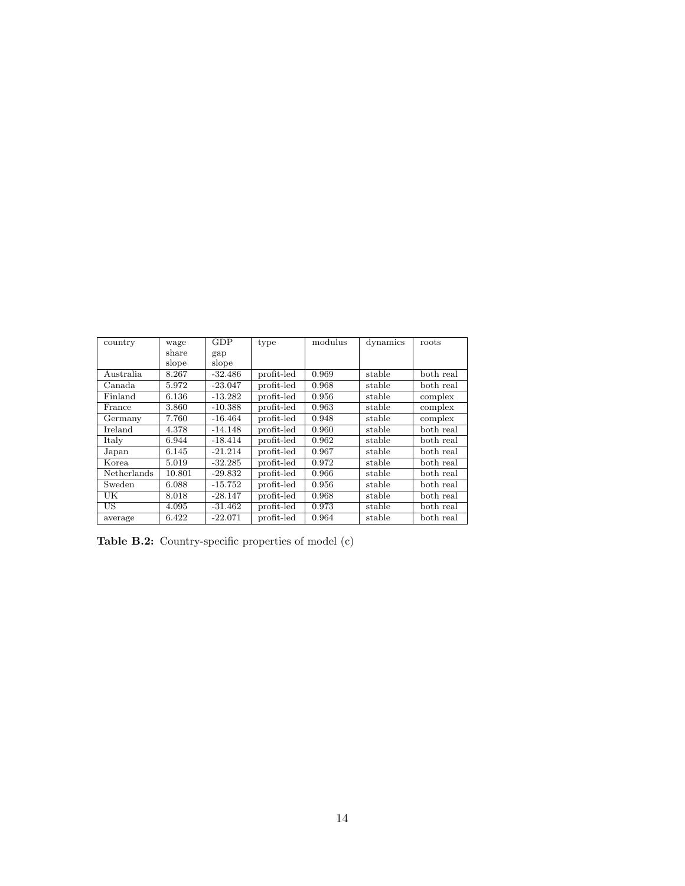| country | wage share slope | GDP gap slope | type | modulus | dynamics | roots |
|---|---|---|---|---|---|---|
| Australia | 8.267 | -32.486 | profit-led | 0.969 | stable | both real |
| Canada | 5.972 | -23.047 | profit-led | 0.968 | stable | both real |
| Finland | 6.136 | -13.282 | profit-led | 0.956 | stable | complex |
| France | 3.860 | -10.388 | profit-led | 0.963 | stable | complex |
| Germany | 7.760 | -16.464 | profit-led | 0.948 | stable | complex |
| Ireland | 4.378 | -14.148 | profit-led | 0.960 | stable | both real |
| Italy | 6.944 | -18.414 | profit-led | 0.962 | stable | both real |
| Japan | 6.145 | -21.214 | profit-led | 0.967 | stable | both real |
| Korea | 5.019 | -32.285 | profit-led | 0.972 | stable | both real |
| Netherlands | 10.801 | -29.832 | profit-led | 0.966 | stable | both real |
| Sweden | 6.088 | -15.752 | profit-led | 0.956 | stable | both real |
| UK | 8.018 | -28.147 | profit-led | 0.968 | stable | both real |
| US | 4.095 | -31.462 | profit-led | 0.973 | stable | both real |
| average | 6.422 | -22.071 | profit-led | 0.964 | stable | both real |

**Table B.2:** Country-specific properties of model (c)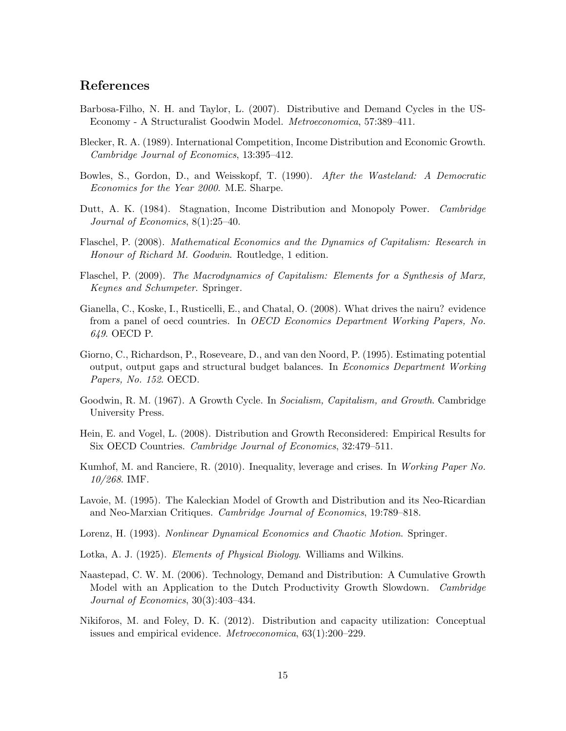## References

Barbosa-Filho, N. H. and Taylor, L. (2007). Distributive and Demand Cycles in the US-Economy - A Structuralist Goodwin Model. *Metroeconomica*, 57:389–411.

Blecker, R. A. (1989). International Competition, Income Distribution and Economic Growth. *Cambridge Journal of Economics*, 13:395–412.

Bowles, S., Gordon, D., and Weisskopf, T. (1990). *After the Wasteland: A Democratic Economics for the Year 2000*. M.E. Sharpe.

Dutt, A. K. (1984). Stagnation, Income Distribution and Monopoly Power. *Cambridge Journal of Economics*, 8(1):25–40.

Flaschel, P. (2008). *Mathematical Economics and the Dynamics of Capitalism: Research in Honour of Richard M. Goodwin*. Routledge, 1 edition.

Flaschel, P. (2009). *The Macrodynamics of Capitalism: Elements for a Synthesis of Marx, Keynes and Schumpeter*. Springer.

Gianella, C., Koske, I., Rusticelli, E., and Chatal, O. (2008). What drives the nairu? evidence from a panel of oecd countries. In *OECD Economics Department Working Papers, No. 649*. OECD P.

Giorno, C., Richardson, P., Roseveare, D., and van den Noord, P. (1995). Estimating potential output, output gaps and structural budget balances. In *Economics Department Working Papers, No. 152*. OECD.

Goodwin, R. M. (1967). A Growth Cycle. In *Socialism, Capitalism, and Growth*. Cambridge University Press.

Hein, E. and Vogel, L. (2008). Distribution and Growth Reconsidered: Empirical Results for Six OECD Countries. *Cambridge Journal of Economics*, 32:479–511.

Kumhof, M. and Ranciere, R. (2010). Inequality, leverage and crises. In *Working Paper No. 10/268*. IMF.

Lavoie, M. (1995). The Kaleckian Model of Growth and Distribution and its Neo-Ricardian and Neo-Marxian Critiques. *Cambridge Journal of Economics*, 19:789–818.

Lorenz, H. (1993). *Nonlinear Dynamical Economics and Chaotic Motion*. Springer.

Lotka, A. J. (1925). *Elements of Physical Biology*. Williams and Wilkins.

Naastepad, C. W. M. (2006). Technology, Demand and Distribution: A Cumulative Growth Model with an Application to the Dutch Productivity Growth Slowdown. *Cambridge Journal of Economics*, 30(3):403–434.

Nikiforos, M. and Foley, D. K. (2012). Distribution and capacity utilization: Conceptual issues and empirical evidence. *Metroeconomica*, 63(1):200–229.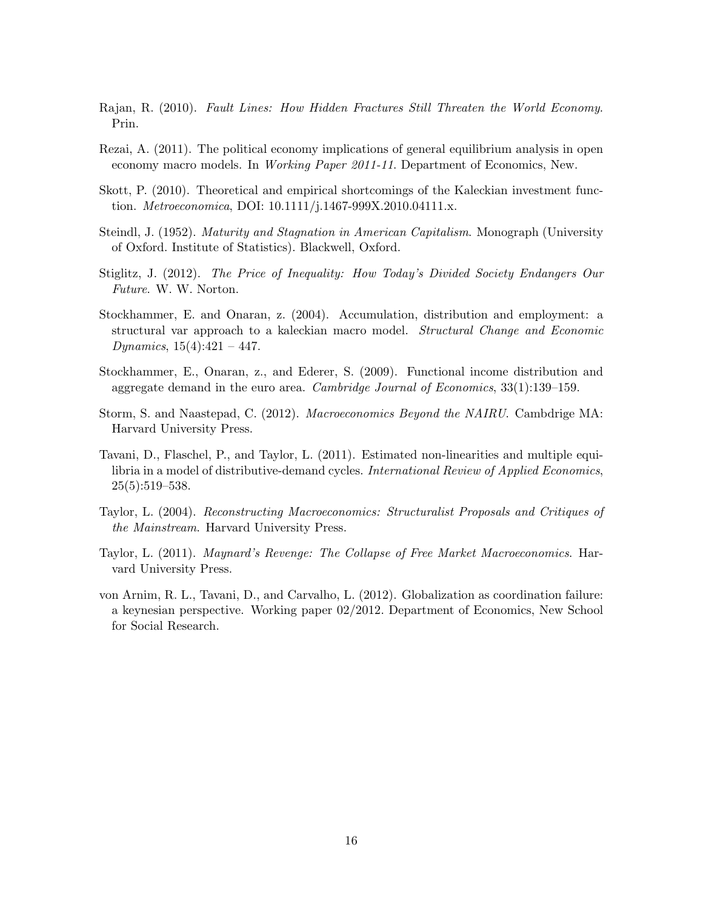Rajan, R. (2010). *Fault Lines: How Hidden Fractures Still Threaten the World Economy*. Prin.

Rezai, A. (2011). The political economy implications of general equilibrium analysis in open economy macro models. In *Working Paper 2011-11*. Department of Economics, New.

Skott, P. (2010). Theoretical and empirical shortcomings of the Kaleckian investment function. *Metroeconomica*, DOI: 10.1111/j.1467-999X.2010.04111.x.

Steindl, J. (1952). *Maturity and Stagnation in American Capitalism*. Monograph (University of Oxford. Institute of Statistics). Blackwell, Oxford.

Stiglitz, J. (2012). *The Price of Inequality: How Today's Divided Society Endangers Our Future*. W. W. Norton.

Stockhammer, E. and Onaran, z. (2004). Accumulation, distribution and employment: a structural var approach to a kaleckian macro model. *Structural Change and Economic Dynamics*, 15(4):421 – 447.

Stockhammer, E., Onaran, z., and Ederer, S. (2009). Functional income distribution and aggregate demand in the euro area. *Cambridge Journal of Economics*, 33(1):139–159.

Storm, S. and Naastepad, C. (2012). *Macroeconomics Beyond the NAIRU*. Cambdrige MA: Harvard University Press.

Tavani, D., Flaschel, P., and Taylor, L. (2011). Estimated non-linearities and multiple equilibria in a model of distributive-demand cycles. *International Review of Applied Economics*, 25(5):519–538.

Taylor, L. (2004). *Reconstructing Macroeconomics: Structuralist Proposals and Critiques of the Mainstream*. Harvard University Press.

Taylor, L. (2011). *Maynard's Revenge: The Collapse of Free Market Macroeconomics*. Harvard University Press.

von Arnim, R. L., Tavani, D., and Carvalho, L. (2012). Globalization as coordination failure: a keynesian perspective. Working paper 02/2012. Department of Economics, New School for Social Research.